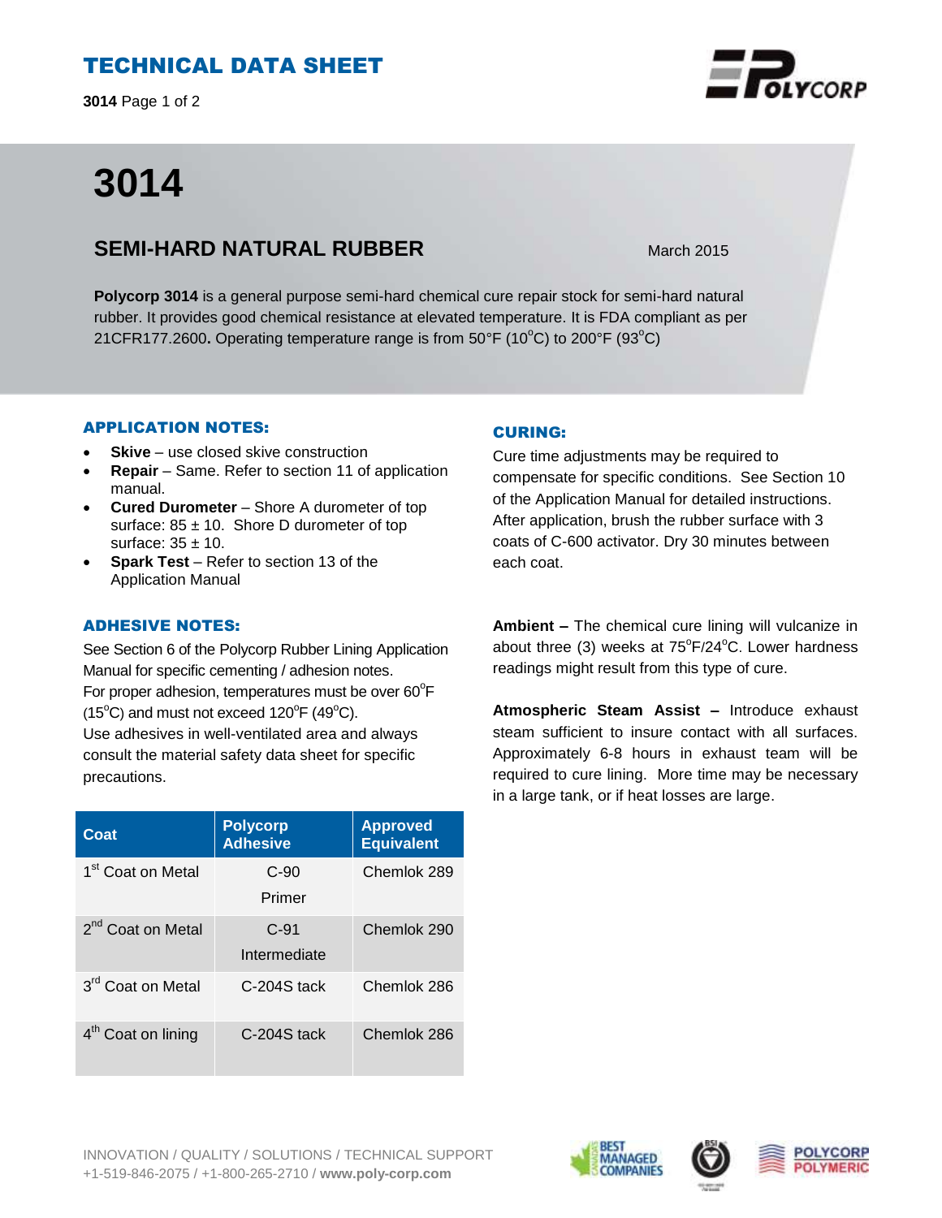# TECHNICAL DATA SHEET

# 3014

## SEMI-HARD NATURAL RUBBER

March 2015

**Polycorp 3014** is a general purpose semi-hard chemical cure repair stock for semi-hard natural rubber. It provides good chemical resistance at elevated temperature. It is FDA compliant as per 21CFR177.2600**.** Operating temperature range is from 50°F (10°C) to 200°F (93°C)

### APPLICATION NOTES:

- **Skive** – use closed skive construction
- **Repair** – Same. Refer to section 11 of application manual.
- **Cured Durometer** – Shore A durometer of top surface: 85 ± 10. Shore D durometer of top surface: 35 ± 10.
- **Spark Test** – Refer to section 13 of the Application Manual

### ADHESIVE NOTES:

See Section 6 of the Polycorp Rubber Lining Application Manual for specific cementing / adhesion notes.
For proper adhesion, temperatures must be over 60°F (15°C) and must not exceed 120°F (49°C).
Use adhesives in well-ventilated area and always consult the material safety data sheet for specific precautions.

| Coat | Polycorp Adhesive | Approved Equivalent |
|---|---|---|
| 1st Coat on Metal | C-90 Primer | Chemlok 289 |
| 2nd Coat on Metal | C-91 Intermediate | Chemlok 290 |
| 3rd Coat on Metal | C-204S tack | Chemlok 286 |
| 4th Coat on lining | C-204S tack | Chemlok 286 |

### CURING:

Cure time adjustments may be required to compensate for specific conditions. See Section 10 of the Application Manual for detailed instructions. After application, brush the rubber surface with 3 coats of C-600 activator. Dry 30 minutes between each coat.

**Ambient –** The chemical cure lining will vulcanize in about three (3) weeks at 75°F/24°C. Lower hardness readings might result from this type of cure.

**Atmospheric Steam Assist –** Introduce exhaust steam sufficient to insure contact with all surfaces. Approximately 6-8 hours in exhaust team will be required to cure lining. More time may be necessary in a large tank, or if heat losses are large.

INNOVATION / QUALITY / SOLUTIONS / TECHNICAL SUPPORT
+1-519-846-2075 / +1-800-265-2710 / **www.poly-corp.com**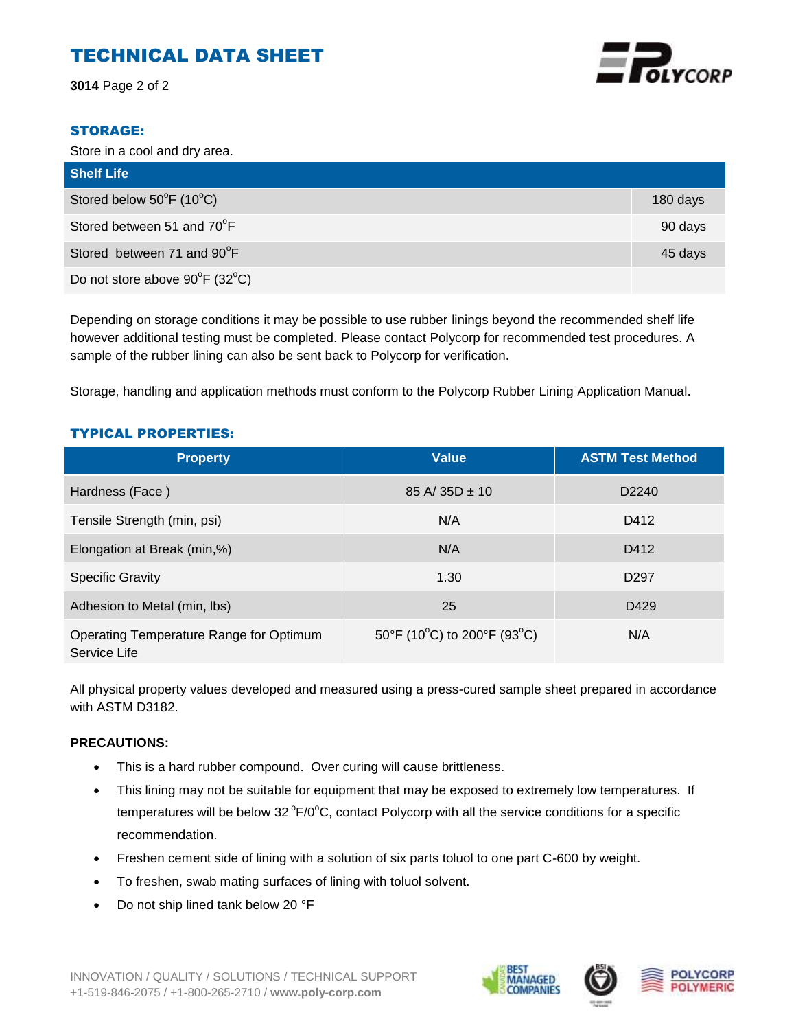# TECHNICAL DATA SHEET

**3014**

### STORAGE:

Store in a cool and dry area.

| Shelf Life | |
|---|---|
| Stored below 50°F (10°C) | 180 days |
| Stored between 51 and 70°F | 90 days |
| Stored between 71 and 90°F | 45 days |
| Do not store above 90°F (32°C) | |

Depending on storage conditions it may be possible to use rubber linings beyond the recommended shelf life however additional testing must be completed. Please contact Polycorp for recommended test procedures. A sample of the rubber lining can also be sent back to Polycorp for verification.

Storage, handling and application methods must conform to the Polycorp Rubber Lining Application Manual.

### TYPICAL PROPERTIES:

| Property | Value | ASTM Test Method |
|---|---|---|
| Hardness (Face ) | 85 A/ 35D ± 10 | D2240 |
| Tensile Strength (min, psi) | N/A | D412 |
| Elongation at Break (min,%) | N/A | D412 |
| Specific Gravity | 1.30 | D297 |
| Adhesion to Metal (min, lbs) | 25 | D429 |
| Operating Temperature Range for Optimum Service Life | 50°F (10°C) to 200°F (93°C) | N/A |

All physical property values developed and measured using a press-cured sample sheet prepared in accordance with ASTM D3182.

**PRECAUTIONS:**

- This is a hard rubber compound. Over curing will cause brittleness.
- This lining may not be suitable for equipment that may be exposed to extremely low temperatures. If temperatures will be below 32 °F/0°C, contact Polycorp with all the service conditions for a specific recommendation.
- Freshen cement side of lining with a solution of six parts toluol to one part C-600 by weight.
- To freshen, swab mating surfaces of lining with toluol solvent.
- Do not ship lined tank below 20 °F

INNOVATION / QUALITY / SOLUTIONS / TECHNICAL SUPPORT
+1-519-846-2075 / +1-800-265-2710 / **www.poly-corp.com**